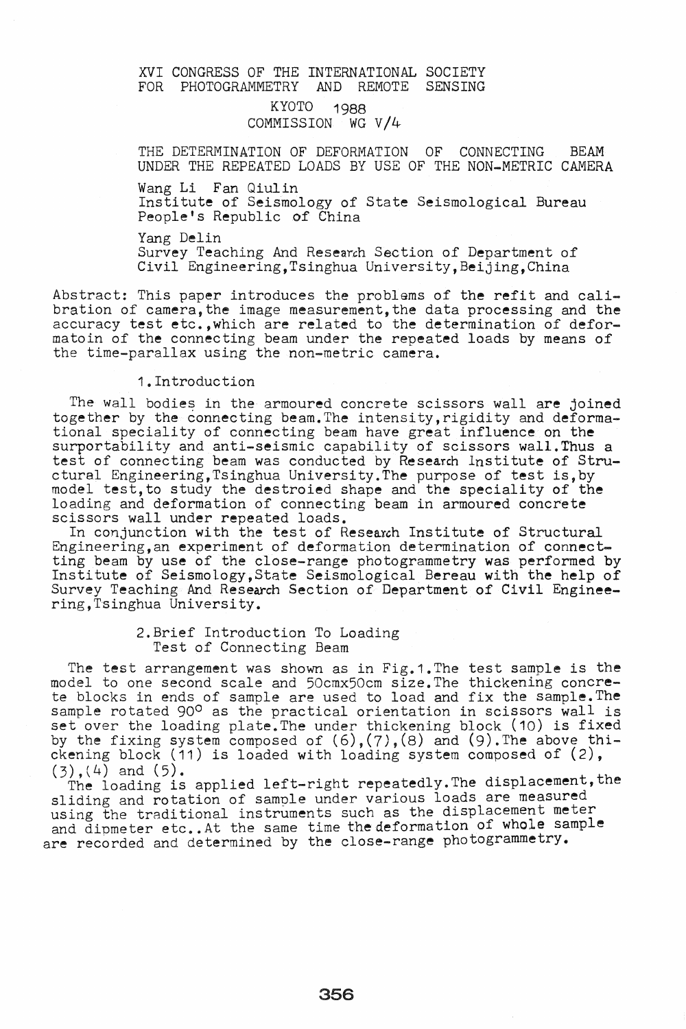XVI CONGRESS OF THE INTERNATIONAL SOCIETY FOR PHOTOGRAMMETRY AND REMOTE SENSING

KYOTO 1988

COMMISSION WG V/4

# THE DETERMINATION OF DEFORMATION OF CONNECTING BEAM UNDER THE REPEATED LOADS BY USE OF THE NON-METRIC CAMERA

Wang Li Fan Qiulin
Institute of Seismology of State Seismological Bureau
People's Republic of China

Yang Delin
Survey Teaching And Research Section of Department of Civil Engineering, Tsinghua University, Beijing, China

Abstract: This paper introduces the problems of the refit and calibration of camera, the image measurement, the data processing and the accuracy test etc., which are related to the determination of deformatoin of the connecting beam under the repeated loads by means of the time-parallax using the non-metric camera.

## 1. Introduction

The wall bodies in the armoured concrete scissors wall are joined together by the connecting beam. The intensity, rigidity and deformational speciality of connecting beam have great influence on the surportability and anti-seismic capability of scissors wall. Thus a test of connecting beam was conducted by Research Institute of Structural Engineering, Tsinghua University. The purpose of test is, by model test, to study the destroied shape and the speciality of the loading and deformation of connecting beam in armoured concrete scissors wall under repeated loads.

In conjunction with the test of Research Institute of Structural Engineering, an experiment of deformation determination of connectting beam by use of the close-range photogrammetry was performed by Institute of Seismology, State Seismological Bereau with the help of Survey Teaching And Research Section of Department of Civil Engineering, Tsinghua University.

## 2. Brief Introduction To Loading Test of Connecting Beam

The test arrangement was shown as in Fig.1. The test sample is the model to one second scale and 50cmx50cm size. The thickening concrete blocks in ends of sample are used to load and fix the sample. The sample rotated 90° as the practical orientation in scissors wall is set over the loading plate. The under thickening block (10) is fixed by the fixing system composed of (6), (7), (8) and (9). The above thickening block (11) is loaded with loading system composed of (2), (3), (4) and (5).

The loading is applied left-right repeatedly. The displacement, the sliding and rotation of sample under various loads are measured using the traditional instruments such as the displacement meter and dipmeter etc.. At the same time the deformation of whole sample are recorded and determined by the close-range photogrammetry.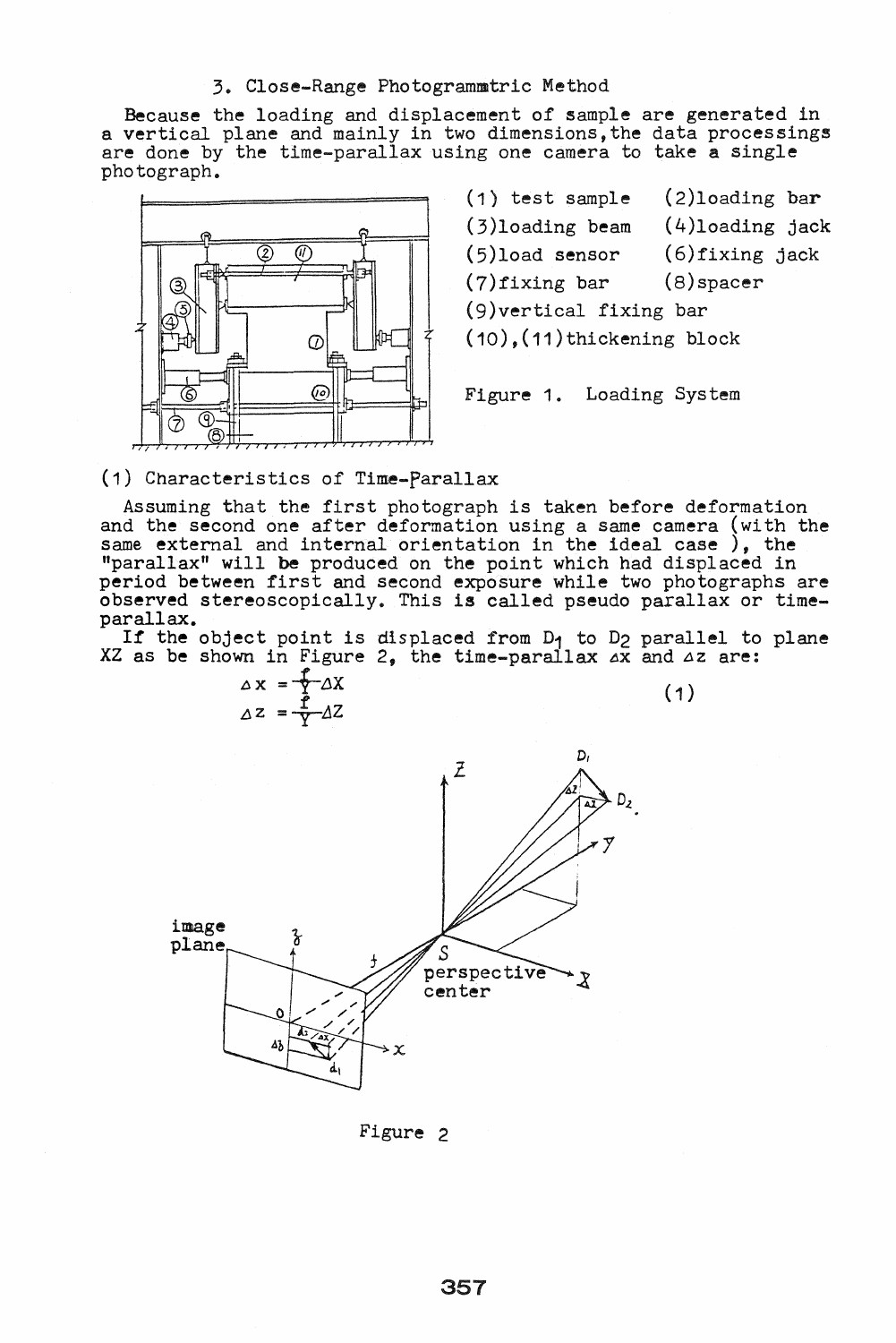### 3. Close-Range Photogrammetric Method

Because the loading and displacement of sample are generated in a vertical plane and mainly in two dimensions, the data processings are done by the time-parallax using one camera to take a single photograph.

(1) test sample (2)loading bar
(3)loading beam (4)loading jack
(5)load sensor (6)fixing jack
(7)fixing bar (8)spacer
(9)vertical fixing bar
(10),(11)thickening block

Figure 1. Loading System

#### (1) Characteristics of Time-Parallax

Assuming that the first photograph is taken before deformation and the second one after deformation using a same camera (with the same external and internal orientation in the ideal case ), the "parallax" will be produced on the point which had displaced in period between first and second exposure while two photographs are observed stereoscopically. This is called pseudo parallax or time-parallax.

If the object point is displaced from $D_1$ to $D_2$ parallel to plane XZ as be shown in Figure 2, the time-parallax $\Delta x$ and $\Delta z$ are:

$$\Delta x = \frac{f}{Y} \Delta X$$
$$\Delta z = \frac{f}{Y} \Delta Z \tag{1}$$

Figure 2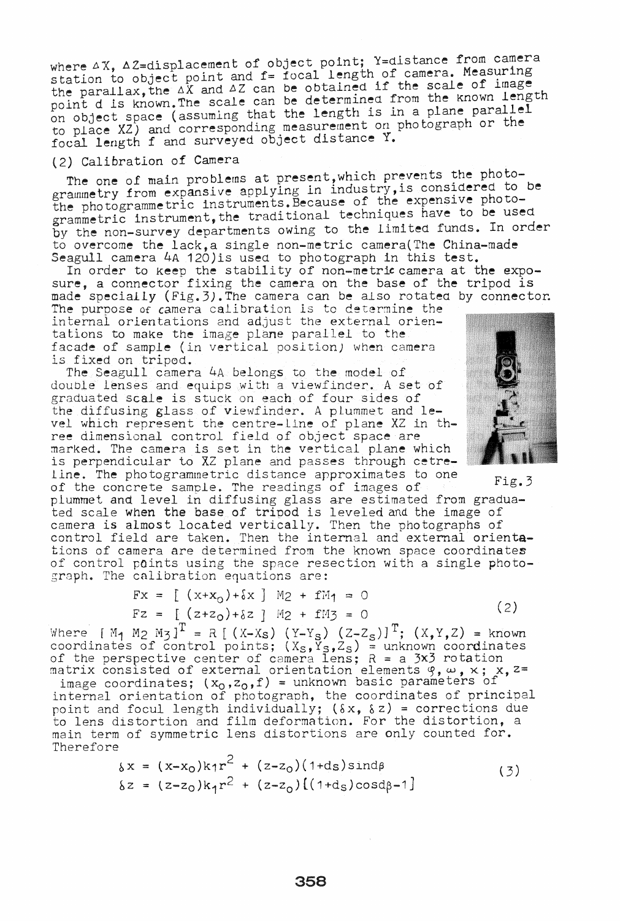where $\Delta X$, $\Delta Z$=displacement of object point; Y=distance from camera station to object point and f= focal length of camera. Measuring the parallax, the $\Delta X$ and $\Delta Z$ can be obtained if the scale of image point d is known. The scale can be determined from the known length on object space (assuming that the length is in a plane parallel to place XZ) and corresponding measurement on photograph or the focal length f and surveyed object distance Y.

## (2) Calibration of Camera

The one of main problems at present, which prevents the photogrammetry from expansive applying in industry, is considered to be the photogrammetric instruments. Because of the expensive photogrammetric instrument, the traditional techniques have to be used by the non-survey departments owing to the limited funds. In order to overcome the lack, a single non-metric camera (The China-made Seagull camera 4A 120) is used to photograph in this test.

In order to keep the stability of non-metric camera at the exposure, a connector fixing the camera on the base of the tripod is made specially (Fig.3). The camera can be also rotated by connector. The purpose of camera calibration is to determine the internal orientations and adjust the external orientations to make the image plane parallel to the facade of sample (in vertical position) when camera is fixed on tripod.

The Seagull camera 4A belongs to the model of double lenses and equips with a viewfinder. A set of graduated scale is stuck on each of four sides of the diffusing glass of viewfinder. A plummet and level which represent the centre-line of plane XZ in three dimensional control field of object space are marked. The camera is set in the vertical plane which is perpendicular to XZ plane and passes through cetre-line. The photogrammetric distance approximates to one of the concrete sample. The readings of images of plummet and level in diffusing glass are estimated from graduated scale when the base of tripod is leveled and the image of camera is almost located vertically. Then the photographs of control field are taken. Then the internal and external orientations of camera are determined from the known space coordinates of control points using the space resection with a single photograph. The calibration equations are:

Fig.3

$$F_x = [\,(x+x_o)+\delta x\,]\;M_2 + fM_1 = 0$$
$$F_z = [\,(z+z_o)+\delta z\,]\;M_2 + fM_3 = 0 \tag{2}$$

Where $[\,M_1\;M_2\;M_3\,]^T = R\,[\,(X-X_S)\;\;(Y-Y_S)\;\;(Z-Z_S)\,]^T$; $(X,Y,Z)$ = known coordinates of control points; $(X_S,Y_S,Z_S)$ = unknown coordinates of the perspective center of camera lens; R = a 3x3 rotation matrix consisted of external orientation elements $\varphi, \omega, \kappa$; $x, z$= image coordinates; $(x_o,z_o,f)$ = unknown basic parameters of internal orientation of photograph, the coordinates of principal point and focul length individually; $(\delta x, \delta z)$ = corrections due to lens distortion and film deformation. For the distortion, a main term of symmetric lens distortions are only counted for. Therefore

$$\delta x = (x-x_o)k_1r^2 + (z-z_o)(1+d_s)\sin d\beta$$
$$\delta z = (z-z_o)k_1r^2 + (z-z_o)[(1+d_s)\cos d\beta - 1] \tag{3}$$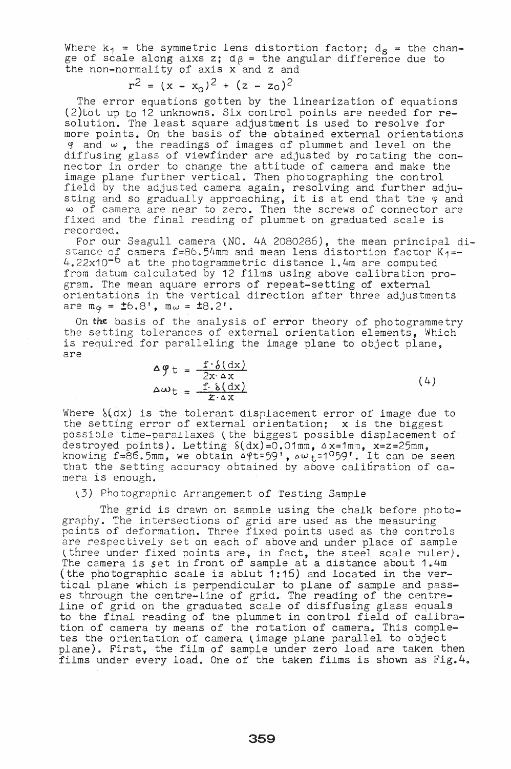Where $k_1$ = the symmetric lens distortion factor; $d_s$ = the change of scale along aixs z; $d\beta$ = the angular difference due to the non-normality of axis x and z and

$$r^2 = (x - x_0)^2 + (z - z_0)^2$$

The error equations gotten by the linearization of equations (2)tot up to 12 unknowns. Six control points are needed for resolution. The least square adjustment is used to resolve for more points. On the basis of the obtained external orientations $\varphi$ and $\omega$, the readings of images of plummet and level on the diffusing glass of viewfinder are adjusted by rotating the connector in order to change the attitude of camera and make the image plane further vertical. Then photographing the control field by the adjusted camera again, resolving and further adjusting and so gradually approaching, it is at end that the $\varphi$ and $\omega$ of camera are near to zero. Then the screws of connector are fixed and the final reading of plummet on graduated scale is recorded.

For our Seagull camera (NO. 4A 2080286), the mean principal distance of camera f=86.54mm and mean lens distortion factor $K_1$=-4.22x10$^{-6}$ at the photogrammetric distance 1.4m are computed from datum calculated by 12 films using above calibration program. The mean aquare errors of repeat-setting of external orientations in the vertical direction after three adjustments are $m_\varphi = \pm 6.8'$, $m_\omega = \pm 8.2'$.

On the basis of the analysis of error theory of photogrammetry the setting tolerances of external orientation elements, Which is required for paralleling the image plane to object plane, are

$$\Delta\varphi_t = \frac{f \cdot \delta(dx)}{2x \cdot \Delta x}$$
$$\Delta\omega_t = \frac{f \cdot \delta(dx)}{z \cdot \Delta x} \qquad (4)$$

Where $\delta(dx)$ is the tolerant displacement error of image due to the setting error of external orientation; x is the biggest possible time-parallaxes (the biggest possible displacement of destroyed points). Letting $\delta(dx)$=0.01mm, $\Delta x$=1mm, x=z=25mm, knowing f=86.5mm, we obtain $\Delta\varphi_t$=59', $\Delta\omega_t$=1°59'. It can be seen that the setting accuracy obtained by above calibration of camera is enough.

(3) Photographic Arrangement of Testing Sample

The grid is drawn on sample using the chalk before photography. The intersections of grid are used as the measuring points of deformation. Three fixed points used as the controls are respectively set on each of above and under place of sample (three under fixed points are, in fact, the steel scale ruler). The camera is set in front of sample at a distance about 1.4m (the photographic scale is ablut 1:16) and located in the vertical plane which is perpendicular to plane of sample and passes through the centre-line of grid. The reading of the centre-line of grid on the graduated scale of disffusing glass equals to the final reading of the plummet in control field of calibration of camera by means of the rotation of camera. This completes the orientation of camera (image plane parallel to object plane). First, the film of sample under zero load are taken then films under every load. One of the taken films is shown as Fig.4.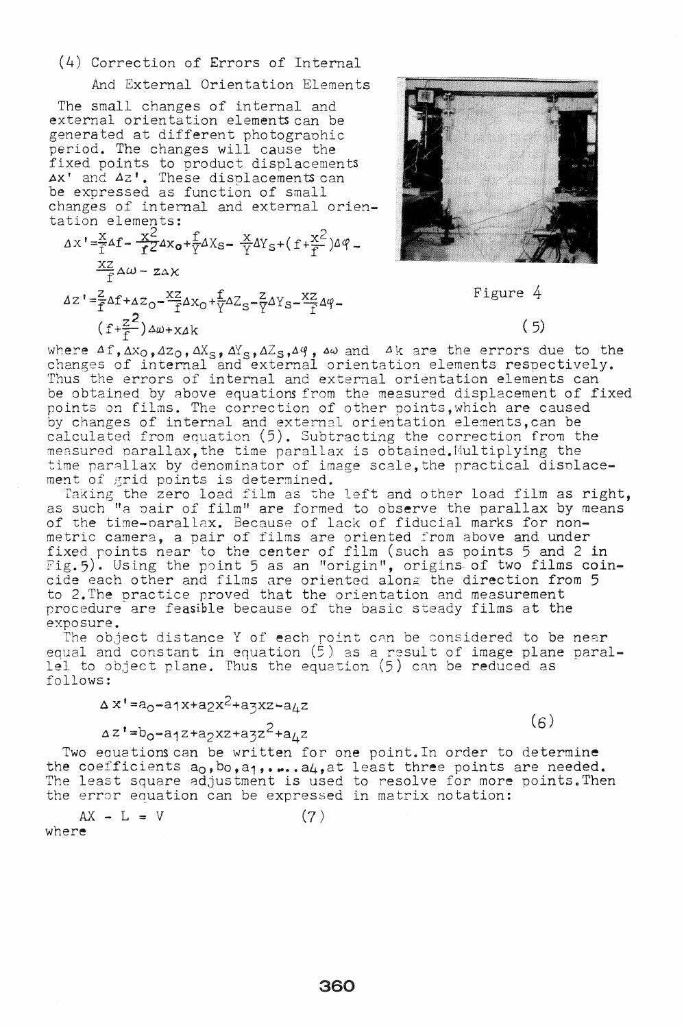### (4) Correction of Errors of Internal And External Orientation Elements

The small changes of internal and external orientation elements can be generated at different photographic period. The changes will cause the fixed points to product displacements $\Delta x'$ and $\Delta z'$. These displacements can be expressed as function of small changes of internal and external orientation elements:

$$\Delta x' = \frac{x}{f}\Delta f - \frac{x^2}{f^2}\Delta x_0 + \frac{f}{Y}\Delta X_S - \frac{x}{Y}\Delta Y_S + \left(f + \frac{x^2}{f}\right)\Delta\varphi - \frac{xz}{f}\Delta\omega - z\Delta\kappa$$

$$\Delta z' = \frac{z}{f}\Delta f + \Delta z_0 - \frac{xz}{f}\Delta x_0 + \frac{f}{Y}\Delta Z_S - \frac{z}{Y}\Delta Y_S - \frac{xz}{f}\Delta\varphi - \left(f + \frac{z^2}{f}\right)\Delta\omega + x\Delta k \qquad (5)$$

Figure 4

where $\Delta f, \Delta x_0, \Delta z_0, \Delta X_S, \Delta Y_S, \Delta Z_S, \Delta\varphi$, $\Delta\omega$ and $\Delta k$ are the errors due to the changes of internal and external orientation elements respectively. Thus the errors of internal and external orientation elements can be obtained by above equations from the measured displacement of fixed points on films. The correction of other points, which are caused by changes of internal and external orientation elements, can be calculated from equation (5). Subtracting the correction from the measured parallax, the time parallax is obtained. Multiplying the time parallax by denominator of image scale, the practical displacement of grid points is determined.

Taking the zero load film as the left and other load film as right, as such "a pair of film" are formed to observe the parallax by means of the time-parallax. Because of lack of fiducial marks for non-metric camera, a pair of films are oriented from above and under fixed points near to the center of film (such as points 5 and 2 in Fig.5). Using the point 5 as an "origin", origins of two films coincide each other and films are oriented along the direction from 5 to 2. The practice proved that the orientation and measurement procedure are feasible because of the basic steady films at the exposure.

The object distance Y of each point can be considered to be near equal and constant in equation (5) as a result of image plane parallel to object plane. Thus the equation (5) can be reduced as follows:

$$\Delta x' = a_0 - a_1 x + a_2 x^2 + a_3 xz - a_4 z$$

$$\Delta z' = b_0 - a_1 z + a_2 xz + a_3 z^2 + a_4 z \qquad (6)$$

Two equations can be written for one point. In order to determine the coefficients $a_0, b_0, a_1, \ldots a_4$, at least three points are needed. The least square adjustment is used to resolve for more points. Then the error equation can be expressed in matrix notation:

$$AX - L = V \qquad (7)$$

where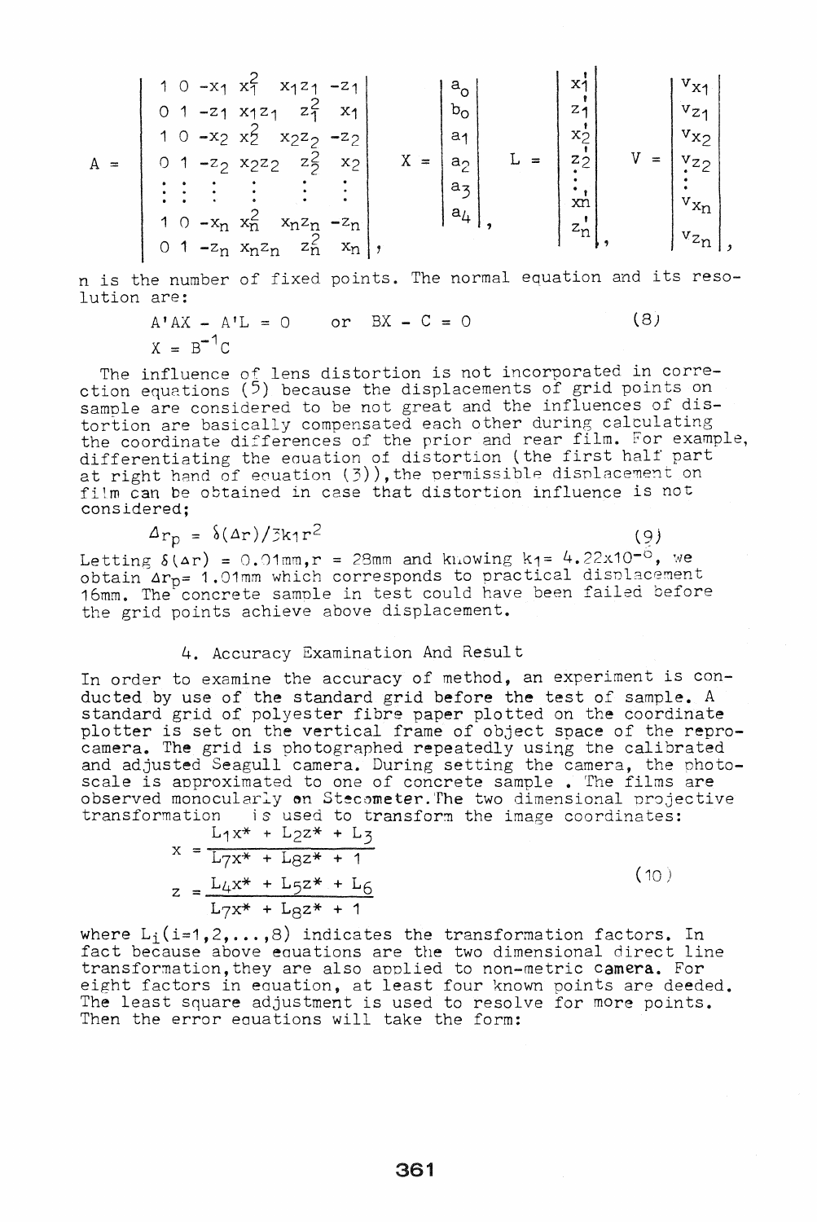$$
A = \begin{vmatrix}
1 & 0 & -x_1 & x_1^2 & x_1 z_1 & -z_1 \\
0 & 1 & -z_1 & x_1 z_1 & z_1^2 & x_1 \\
1 & 0 & -x_2 & x_2^2 & x_2 z_2 & -z_2 \\
0 & 1 & -z_2 & x_2 z_2 & z_2^2 & x_2 \\
\vdots & \vdots & \vdots & \vdots & \vdots & \vdots \\
1 & 0 & -x_n & x_n^2 & x_n z_n & -z_n \\
0 & 1 & -z_n & x_n z_n & z_n^2 & x_n
\end{vmatrix}, \quad
X = \begin{vmatrix} a_0 \\ b_0 \\ a_1 \\ a_2 \\ a_3 \\ a_4 \end{vmatrix}, \quad
L = \begin{vmatrix} x_1' \\ z_1' \\ x_2' \\ z_2' \\ \vdots \\ x_n' \\ z_n' \end{vmatrix}, \quad
V = \begin{vmatrix} v_{x1} \\ v_{z1} \\ v_{x2} \\ v_{z2} \\ \vdots \\ v_{xn} \\ v_{zn} \end{vmatrix},
$$

n is the number of fixed points. The normal equation and its resolution are:

$$
A'AX - A'L = 0 \quad \text{or} \quad BX - C = 0 \tag{8}
$$

$$
X = B^{-1}C
$$

The influence of lens distortion is not incorporated in correction equations (5) because the displacements of grid points on sample are considered to be not great and the influences of distortion are basically compensated each other during calculating the coordinate differences of the prior and rear film. For example, differentiating the equation of distortion (the first half part at right hand of equation (3)), the permissible displacement on film can be obtained in case that distortion influence is not considered;

$$
\Delta r_p = \delta(\Delta r)/3k_1 r^2 \tag{9}
$$

Letting $\delta(\Delta r) = 0.01\text{mm}, r = 28\text{mm}$ and knowing $k_1 = 4.22\times10^{-6}$, we obtain $\Delta r_p = 1.01\text{mm}$ which corresponds to practical displacement 16mm. The concrete sample in test could have been failed before the grid points achieve above displacement.

## 4. Accuracy Examination And Result

In order to examine the accuracy of method, an experiment is conducted by use of the standard grid before the test of sample. A standard grid of polyester fibre paper plotted on the coordinate plotter is set on the vertical frame of object space of the reprocamera. The grid is photographed repeatedly using the calibrated and adjusted Seagull camera. During setting the camera, the photoscale is approximated to one of concrete sample . The films are observed monocularly on Stecometer. The two dimensional projective transformation is used to transform the image coordinates:

$$
x = \frac{L_1 x^* + L_2 z^* + L_3}{L_7 x^* + L_8 z^* + 1}
$$

$$
z = \frac{L_4 x^* + L_5 z^* + L_6}{L_7 x^* + L_8 z^* + 1} \tag{10}
$$

where $L_i (i=1,2,\ldots,8)$ indicates the transformation factors. In fact because above equations are the two dimensional direct line transformation, they are also applied to non-metric camera. For eight factors in equation, at least four known points are deeded. The least square adjustment is used to resolve for more points. Then the error equations will take the form: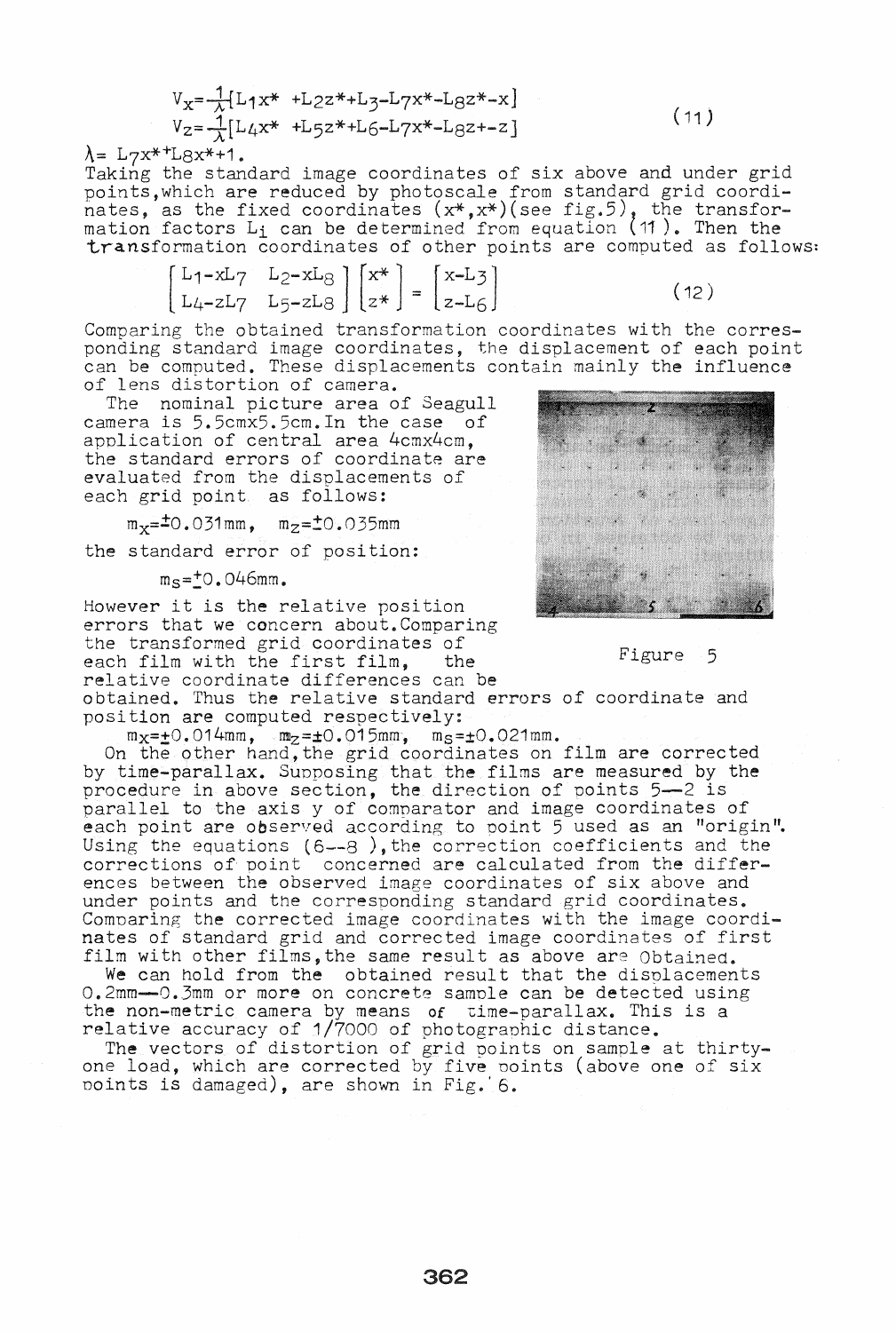$$V_x = \frac{1}{\lambda}[L_1 x^* + L_2 z^* + L_3 - L_7 x^* - L_8 z^* - x]$$
$$V_z = \frac{1}{\lambda}[L_4 x^* + L_5 z^* + L_6 - L_7 x^* - L_8 z + - z] \qquad (11)$$

$\lambda = L_7 x^* + L_8 x^* + 1$.

Taking the standard image coordinates of six above and under grid points, which are reduced by photoscale from standard grid coordinates, as the fixed coordinates $(x^*, x^*)$ (see fig.5), the transformation factors $L_i$ can be determined from equation (11). Then the transformation coordinates of other points are computed as follows:

$$\begin{bmatrix} L_1 - xL_7 & L_2 - xL_8 \\ L_4 - zL_7 & L_5 - zL_8 \end{bmatrix} \begin{bmatrix} x^* \\ z^* \end{bmatrix} = \begin{bmatrix} x - L_3 \\ z - L_6 \end{bmatrix} \qquad (12)$$

Comparing the obtained transformation coordinates with the corresponding standard image coordinates, the displacement of each point can be computed. These displacements contain mainly the influence of lens distortion of camera.

The nominal picture area of Seagull camera is 5.5cmx5.5cm. In the case of application of central area 4cmx4cm, the standard errors of coordinate are evaluated from the displacements of each grid point as follows:

$m_x = \pm 0.031$mm, $m_z = \pm 0.035$mm

the standard error of position:

$m_s = \pm 0.046$mm.

However it is the relative position errors that we concern about. Comparing the transformed grid coordinates of each film with the first film, the relative coordinate differences can be obtained. Thus the relative standard errors of coordinate and position are computed respectively:

$m_x = \pm 0.014$mm, $m_z = \pm 0.015$mm, $m_s = \pm 0.021$mm.

Figure 5

On the other hand, the grid coordinates on film are corrected by time-parallax. Supposing that the films are measured by the procedure in above section, the direction of points 5—2 is parallel to the axis y of comparator and image coordinates of each point are observed according to point 5 used as an "origin". Using the equations (6—8), the correction coefficients and the corrections of point concerned are calculated from the differences between the observed image coordinates of six above and under points and the corresponding standard grid coordinates. Comparing the corrected image coordinates with the image coordinates of standard grid and corrected image coordinates of first film with other films, the same result as above are obtained.

We can hold from the obtained result that the displacements 0.2mm—0.3mm or more on concrete sample can be detected using the non-metric camera by means of time-parallax. This is a relative accuracy of 1/7000 of photographic distance.

The vectors of distortion of grid points on sample at thirty-one load, which are corrected by five points (above one of six points is damaged), are shown in Fig. 6.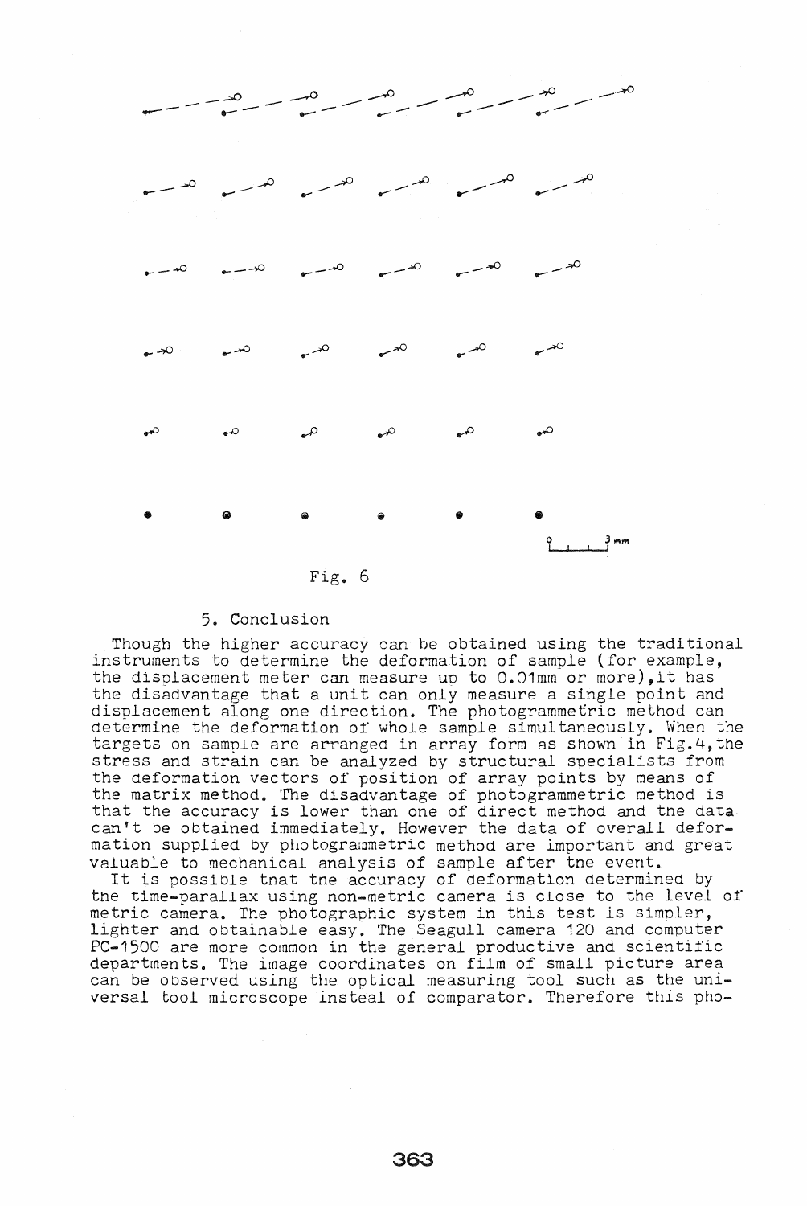Fig. 6

## 5. Conclusion

Though the higher accuracy can be obtained using the traditional instruments to determine the deformation of sample (for example, the displacement meter can measure up to 0.01mm or more), it has the disadvantage that a unit can only measure a single point and displacement along one direction. The photogrammetric method can determine the deformation of whole sample simultaneously. When the targets on sample are arranged in array form as shown in Fig.4, the stress and strain can be analyzed by structural specialists from the deformation vectors of position of array points by means of the matrix method. The disadvantage of photogrammetric method is that the accuracy is lower than one of direct method and the data can't be obtained immediately. However the data of overall deformation supplied by photogrammetric method are important and great valuable to mechanical analysis of sample after the event.

It is possible that the accuracy of deformation determined by the time-parallax using non-metric camera is close to the level of metric camera. The photographic system in this test is simpler, lighter and obtainable easy. The Seagull camera 120 and computer PC-1500 are more common in the general productive and scientific departments. The image coordinates on film of small picture area can be observed using the optical measuring tool such as the universal tool microscope insteal of comparator. Therefore this pho-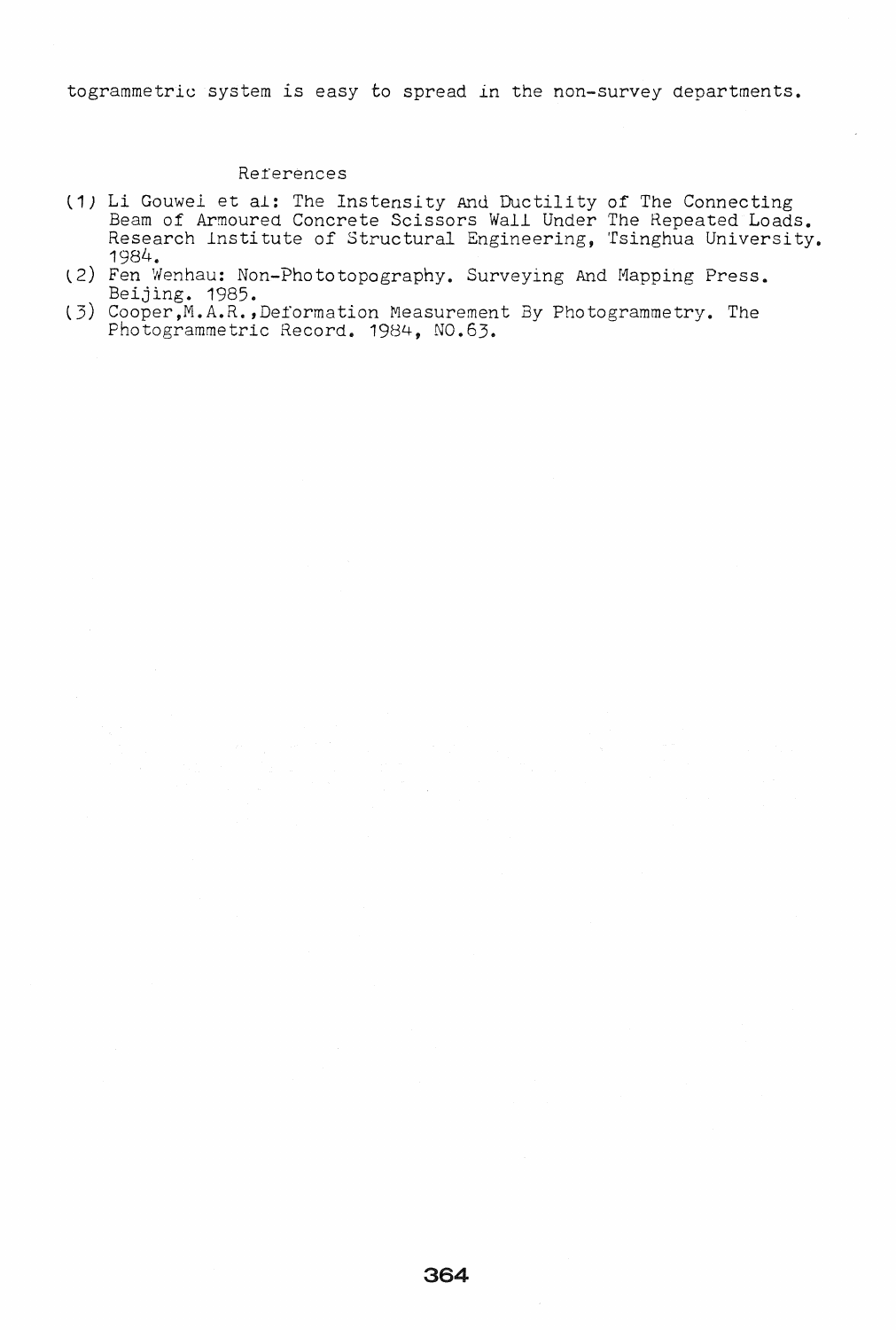togrammetric system is easy to spread in the non-survey departments.

## References

(1) Li Gouwei et al: The Instensity And Ductility of The Connecting Beam of Armoured Concrete Scissors Wall Under The Repeated Loads. Research Institute of Structural Engineering, Tsinghua University. 1984.

(2) Fen Wenhau: Non-Phototopography. Surveying And Mapping Press. Beijing. 1985.

(3) Cooper,M.A.R.,Deformation Measurement By Photogrammetry. The Photogrammetric Record. 1984, NO.63.